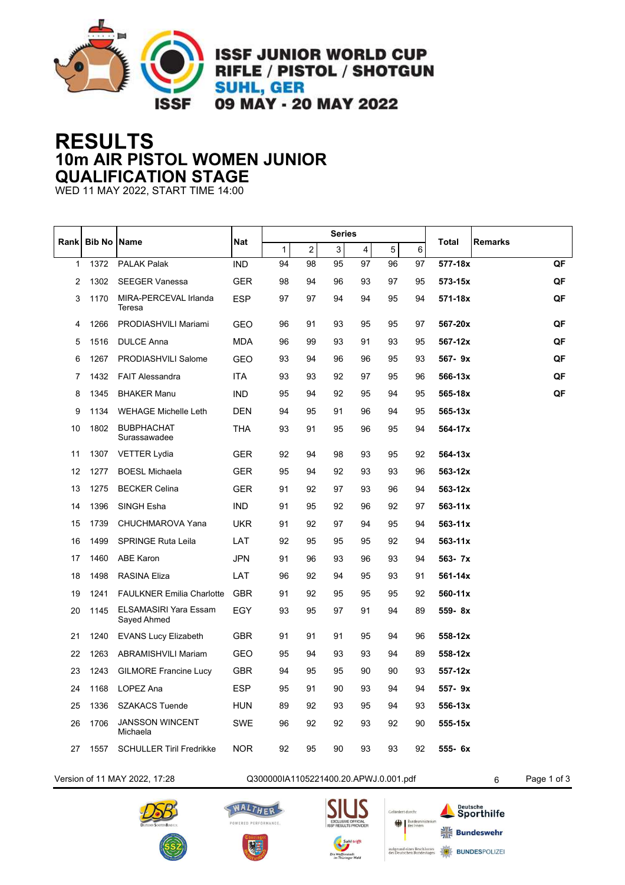**ISSF JUNIOR WORLD CUP**
**RIFLE / PISTOL / SHOTGUN**
**SUHL, GER**
**09 MAY - 20 MAY 2022**

# RESULTS
## 10m AIR PISTOL WOMEN JUNIOR
## QUALIFICATION STAGE

WED 11 MAY 2022, START TIME 14:00

| Rank | Bib No | Name | Nat | Series | | | | | | Total | Remarks |
|---|---|---|---|---|---|---|---|---|---|---|---|
| | | | | 1 | 2 | 3 | 4 | 5 | 6 | | |
| 1 | 1372 | PALAK Palak | IND | 94 | 98 | 95 | 97 | 96 | 97 | **577-18x** | **QF** |
| 2 | 1302 | SEEGER Vanessa | GER | 98 | 94 | 96 | 93 | 97 | 95 | **573-15x** | **QF** |
| 3 | 1170 | MIRA-PERCEVAL Irlanda Teresa | ESP | 97 | 97 | 94 | 94 | 95 | 94 | **571-18x** | **QF** |
| 4 | 1266 | PRODIASHVILI Mariami | GEO | 96 | 91 | 93 | 95 | 95 | 97 | **567-20x** | **QF** |
| 5 | 1516 | DULCE Anna | MDA | 96 | 99 | 93 | 91 | 93 | 95 | **567-12x** | **QF** |
| 6 | 1267 | PRODIASHVILI Salome | GEO | 93 | 94 | 96 | 96 | 95 | 93 | **567- 9x** | **QF** |
| 7 | 1432 | FAIT Alessandra | ITA | 93 | 93 | 92 | 97 | 95 | 96 | **566-13x** | **QF** |
| 8 | 1345 | BHAKER Manu | IND | 95 | 94 | 92 | 95 | 94 | 95 | **565-18x** | **QF** |
| 9 | 1134 | WEHAGE Michelle Leth | DEN | 94 | 95 | 91 | 96 | 94 | 95 | **565-13x** | |
| 10 | 1802 | BUBPHACHAT Surassawadee | THA | 93 | 91 | 95 | 96 | 95 | 94 | **564-17x** | |
| 11 | 1307 | VETTER Lydia | GER | 92 | 94 | 98 | 93 | 95 | 92 | **564-13x** | |
| 12 | 1277 | BOESL Michaela | GER | 95 | 94 | 92 | 93 | 93 | 96 | **563-12x** | |
| 13 | 1275 | BECKER Celina | GER | 91 | 92 | 97 | 93 | 96 | 94 | **563-12x** | |
| 14 | 1396 | SINGH Esha | IND | 91 | 95 | 92 | 96 | 92 | 97 | **563-11x** | |
| 15 | 1739 | CHUCHMAROVA Yana | UKR | 91 | 92 | 97 | 94 | 95 | 94 | **563-11x** | |
| 16 | 1499 | SPRINGE Ruta Leila | LAT | 92 | 95 | 95 | 95 | 92 | 94 | **563-11x** | |
| 17 | 1460 | ABE Karon | JPN | 91 | 96 | 93 | 96 | 93 | 94 | **563- 7x** | |
| 18 | 1498 | RASINA Eliza | LAT | 96 | 92 | 94 | 95 | 93 | 91 | **561-14x** | |
| 19 | 1241 | FAULKNER Emilia Charlotte | GBR | 91 | 92 | 95 | 95 | 95 | 92 | **560-11x** | |
| 20 | 1145 | ELSAMASIRI Yara Essam Sayed Ahmed | EGY | 93 | 95 | 97 | 91 | 94 | 89 | **559- 8x** | |
| 21 | 1240 | EVANS Lucy Elizabeth | GBR | 91 | 91 | 91 | 95 | 94 | 96 | **558-12x** | |
| 22 | 1263 | ABRAMISHVILI Mariam | GEO | 95 | 94 | 93 | 93 | 94 | 89 | **558-12x** | |
| 23 | 1243 | GILMORE Francine Lucy | GBR | 94 | 95 | 95 | 90 | 90 | 93 | **557-12x** | |
| 24 | 1168 | LOPEZ Ana | ESP | 95 | 91 | 90 | 93 | 94 | 94 | **557- 9x** | |
| 25 | 1336 | SZAKACS Tuende | HUN | 89 | 92 | 93 | 95 | 94 | 93 | **556-13x** | |
| 26 | 1706 | JANSSON WINCENT Michaela | SWE | 96 | 92 | 92 | 93 | 92 | 90 | **555-15x** | |
| 27 | 1557 | SCHULLER Tiril Fredrikke | NOR | 92 | 95 | 90 | 93 | 93 | 92 | **555- 6x** | |

Version of 11 MAY 2022, 17:28 Q300000IA1105221400.20.APWJ.0.001.pdf 6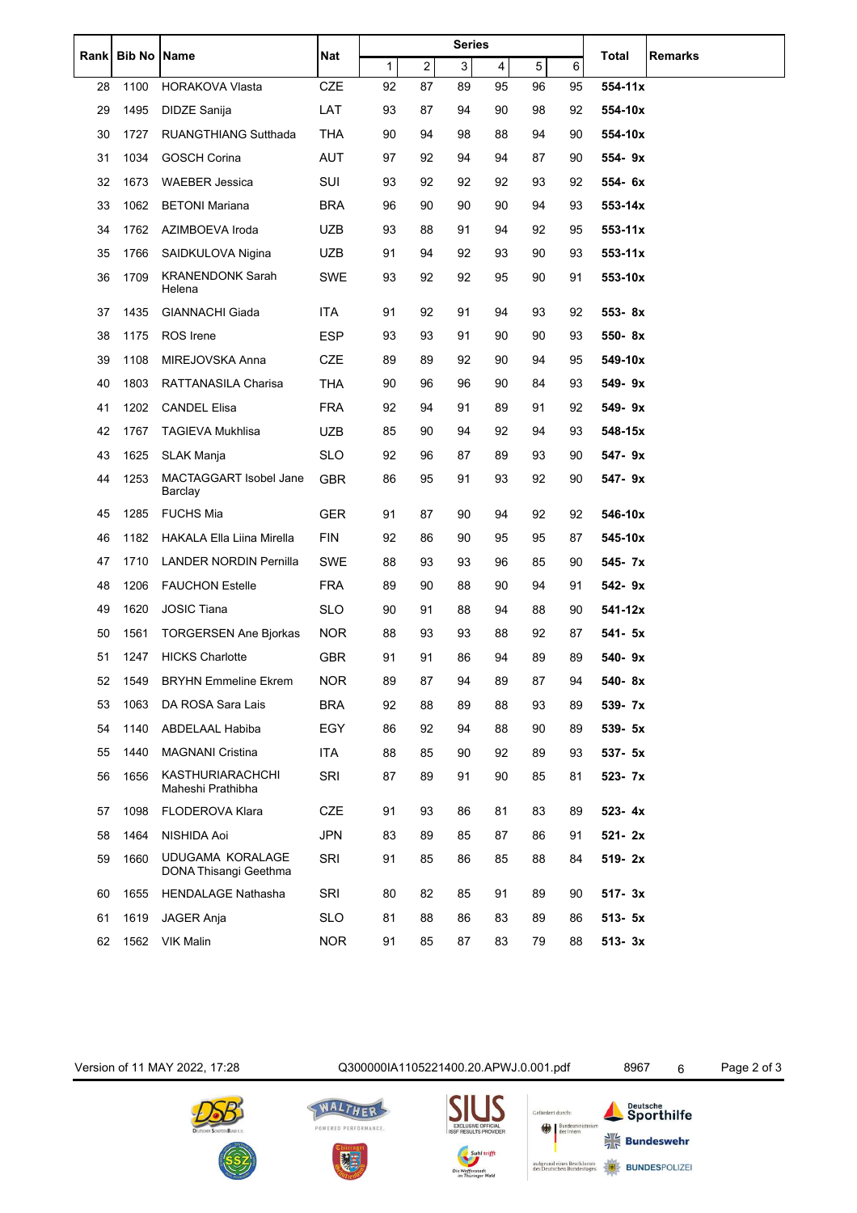| Rank | Bib No | Name | Nat | Series | | | | | | Total | Remarks |
|---|---|---|---|---|---|---|---|---|---|---|---|
| | | | | 1 | 2 | 3 | 4 | 5 | 6 | | |
| 28 | 1100 | HORAKOVA Vlasta | CZE | 92 | 87 | 89 | 95 | 96 | 95 | **554-11x** | |
| 29 | 1495 | DIDZE Sanija | LAT | 93 | 87 | 94 | 90 | 98 | 92 | **554-10x** | |
| 30 | 1727 | RUANGTHIANG Sutthada | THA | 90 | 94 | 98 | 88 | 94 | 90 | **554-10x** | |
| 31 | 1034 | GOSCH Corina | AUT | 97 | 92 | 94 | 94 | 87 | 90 | **554- 9x** | |
| 32 | 1673 | WAEBER Jessica | SUI | 93 | 92 | 92 | 92 | 93 | 92 | **554- 6x** | |
| 33 | 1062 | BETONI Mariana | BRA | 96 | 90 | 90 | 90 | 94 | 93 | **553-14x** | |
| 34 | 1762 | AZIMBOEVA Iroda | UZB | 93 | 88 | 91 | 94 | 92 | 95 | **553-11x** | |
| 35 | 1766 | SAIDKULOVA Nigina | UZB | 91 | 94 | 92 | 93 | 90 | 93 | **553-11x** | |
| 36 | 1709 | KRANENDONK Sarah Helena | SWE | 93 | 92 | 92 | 95 | 90 | 91 | **553-10x** | |
| 37 | 1435 | GIANNACHI Giada | ITA | 91 | 92 | 91 | 94 | 93 | 92 | **553- 8x** | |
| 38 | 1175 | ROS Irene | ESP | 93 | 93 | 91 | 90 | 90 | 93 | **550- 8x** | |
| 39 | 1108 | MIREJOVSKA Anna | CZE | 89 | 89 | 92 | 90 | 94 | 95 | **549-10x** | |
| 40 | 1803 | RATTANASILA Charisa | THA | 90 | 96 | 96 | 90 | 84 | 93 | **549- 9x** | |
| 41 | 1202 | CANDEL Elisa | FRA | 92 | 94 | 91 | 89 | 91 | 92 | **549- 9x** | |
| 42 | 1767 | TAGIEVA Mukhlisa | UZB | 85 | 90 | 94 | 92 | 94 | 93 | **548-15x** | |
| 43 | 1625 | SLAK Manja | SLO | 92 | 96 | 87 | 89 | 93 | 90 | **547- 9x** | |
| 44 | 1253 | MACTAGGART Isobel Jane Barclay | GBR | 86 | 95 | 91 | 93 | 92 | 90 | **547- 9x** | |
| 45 | 1285 | FUCHS Mia | GER | 91 | 87 | 90 | 94 | 92 | 92 | **546-10x** | |
| 46 | 1182 | HAKALA Ella Liina Mirella | FIN | 92 | 86 | 90 | 95 | 95 | 87 | **545-10x** | |
| 47 | 1710 | LANDER NORDIN Pernilla | SWE | 88 | 93 | 93 | 96 | 85 | 90 | **545- 7x** | |
| 48 | 1206 | FAUCHON Estelle | FRA | 89 | 90 | 88 | 90 | 94 | 91 | **542- 9x** | |
| 49 | 1620 | JOSIC Tiana | SLO | 90 | 91 | 88 | 94 | 88 | 90 | **541-12x** | |
| 50 | 1561 | TORGERSEN Ane Bjorkas | NOR | 88 | 93 | 93 | 88 | 92 | 87 | **541- 5x** | |
| 51 | 1247 | HICKS Charlotte | GBR | 91 | 91 | 86 | 94 | 89 | 89 | **540- 9x** | |
| 52 | 1549 | BRYHN Emmeline Ekrem | NOR | 89 | 87 | 94 | 89 | 87 | 94 | **540- 8x** | |
| 53 | 1063 | DA ROSA Sara Lais | BRA | 92 | 88 | 89 | 88 | 93 | 89 | **539- 7x** | |
| 54 | 1140 | ABDELAAL Habiba | EGY | 86 | 92 | 94 | 88 | 90 | 89 | **539- 5x** | |
| 55 | 1440 | MAGNANI Cristina | ITA | 88 | 85 | 90 | 92 | 89 | 93 | **537- 5x** | |
| 56 | 1656 | KASTHURIARACHCHI Maheshi Prathibha | SRI | 87 | 89 | 91 | 90 | 85 | 81 | **523- 7x** | |
| 57 | 1098 | FLODEROVA Klara | CZE | 91 | 93 | 86 | 81 | 83 | 89 | **523- 4x** | |
| 58 | 1464 | NISHIDA Aoi | JPN | 83 | 89 | 85 | 87 | 86 | 91 | **521- 2x** | |
| 59 | 1660 | UDUGAMA KORALAGE DONA Thisangi Geethma | SRI | 91 | 85 | 86 | 85 | 88 | 84 | **519- 2x** | |
| 60 | 1655 | HENDALAGE Nathasha | SRI | 80 | 82 | 85 | 91 | 89 | 90 | **517- 3x** | |
| 61 | 1619 | JAGER Anja | SLO | 81 | 88 | 86 | 83 | 89 | 86 | **513- 5x** | |
| 62 | 1562 | VIK Malin | NOR | 91 | 85 | 87 | 83 | 79 | 88 | **513- 3x** | |

Version of 11 MAY 2022, 17:28 Q300000IA1105221400.20.APWJ.0.001.pdf 8967 6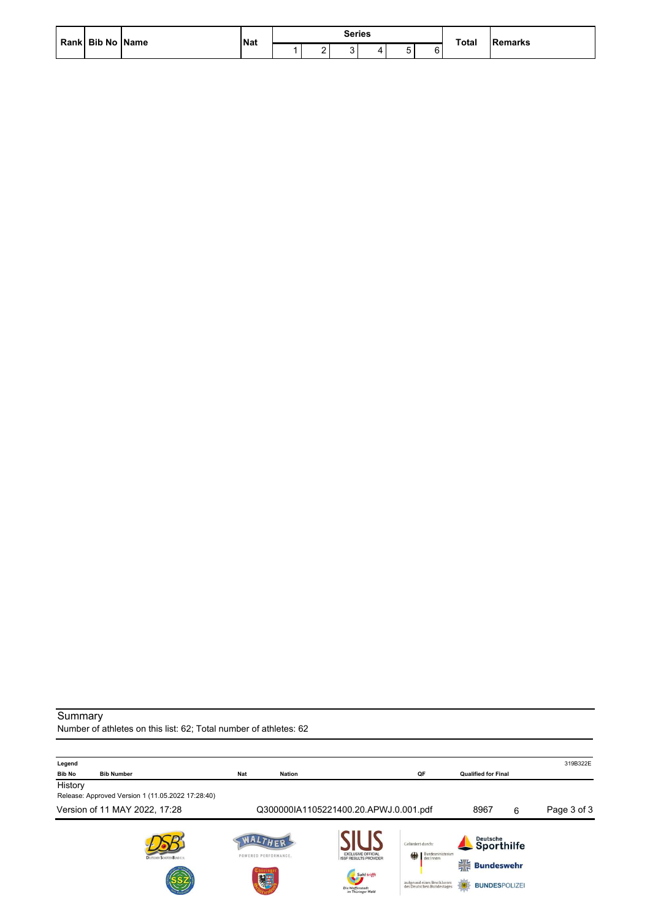| Rank | Bib No | Name | Nat | Series | | | | | | Total | Remarks |
|---|---|---|---|---|---|---|---|---|---|---|---|
| | | | | 1 | 2 | 3 | 4 | 5 | 6 | | |

## Summary

Number of athletes on this list: 62; Total number of athletes: 62

**Legend**

| | | | | | |
|---|---|---|---|---|---|
| **Bib No** | **Bib Number** | **Nat** | **Nation** | **QF** | **Qualified for Final** |

319B322E

**History**

Release: Approved Version 1 (11.05.2022 17:28:40)

Version of 11 MAY 2022, 17:28 — Q300000IA1105221400.20.APWJ.0.001.pdf — 8967 6